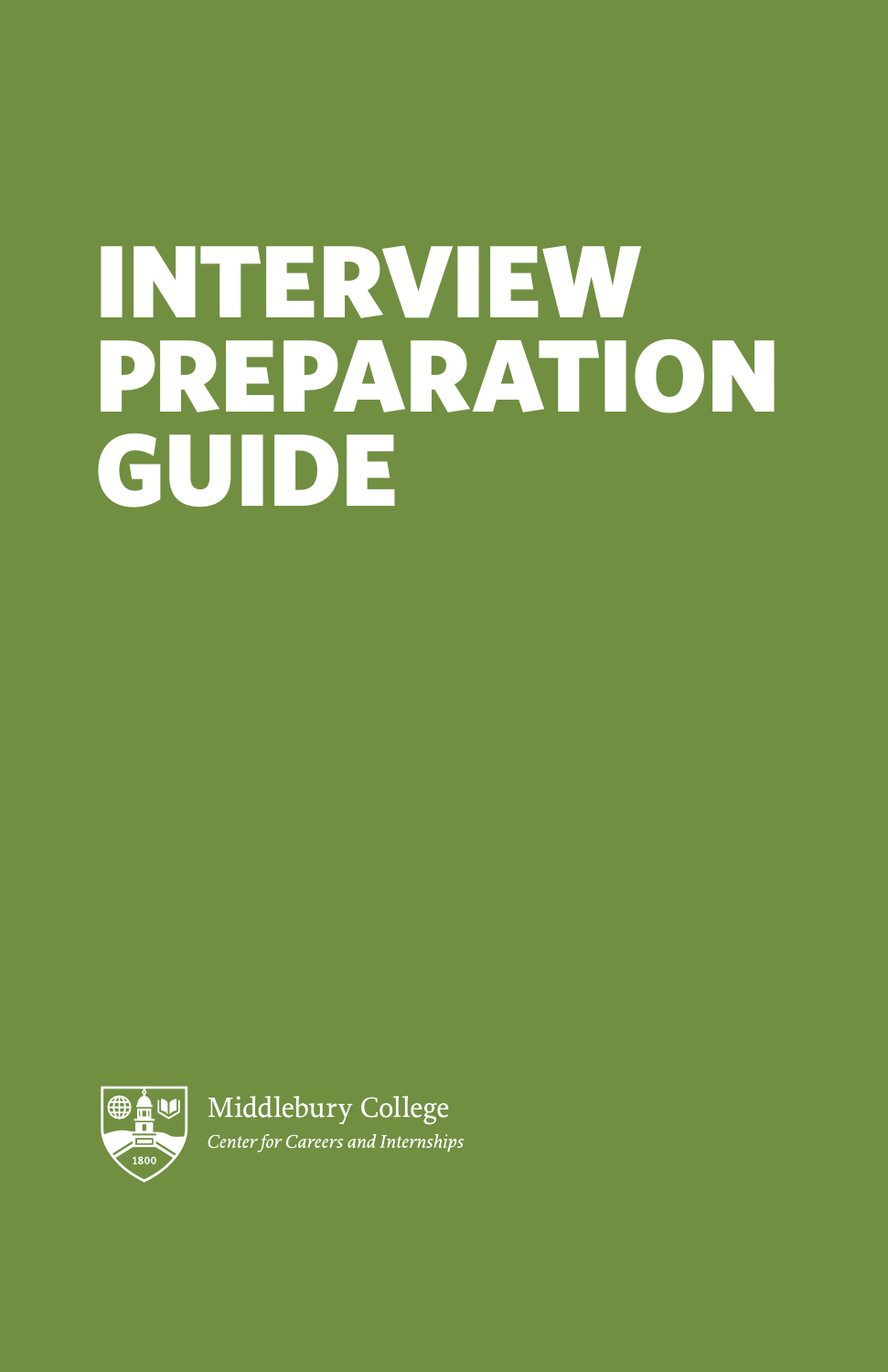# INTERVIEW PREPARATION GUIDE

Middlebury College

*Center for Careers and Internships*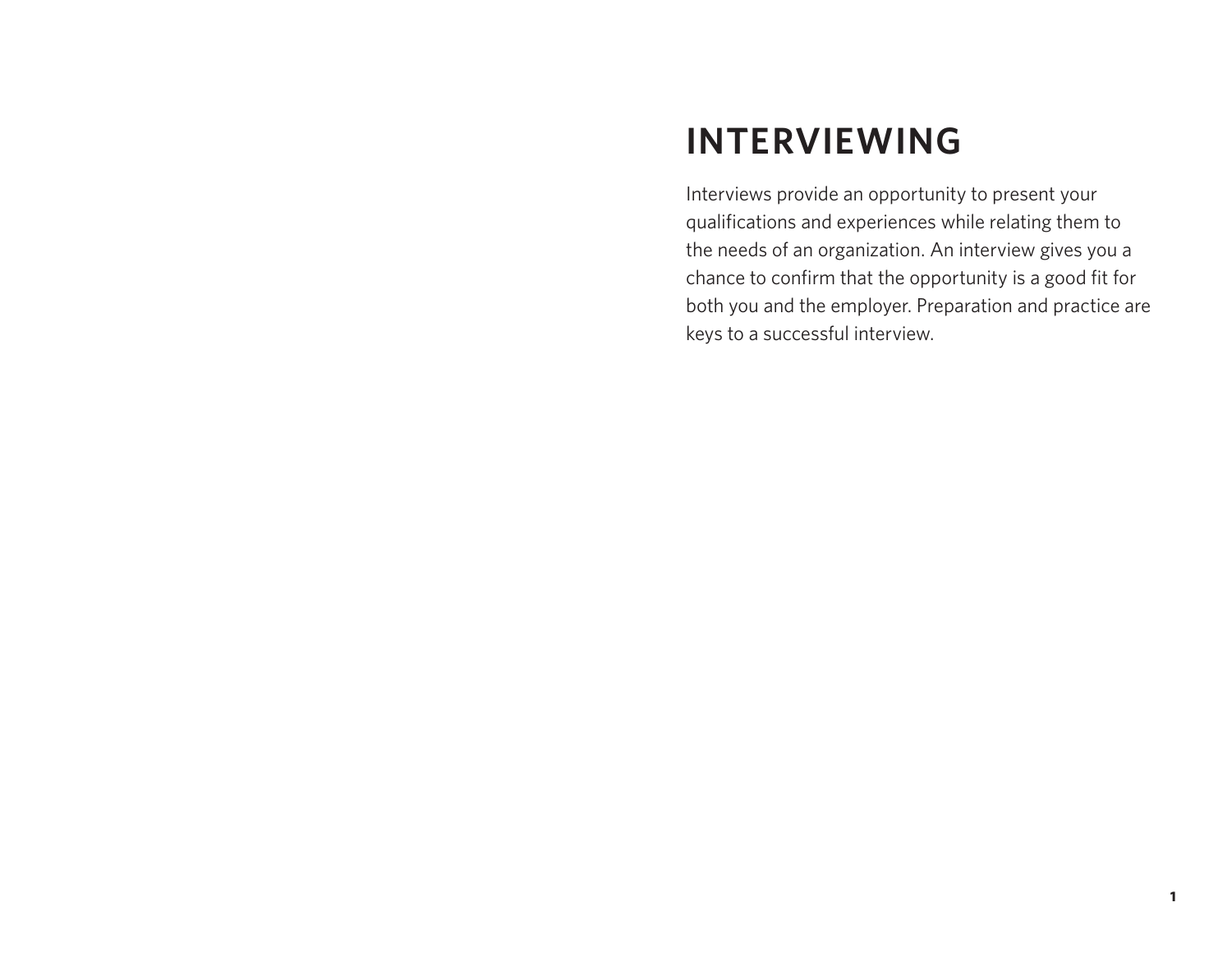# INTERVIEWING

Interviews provide an opportunity to present your qualifications and experiences while relating them to the needs of an organization. An interview gives you a chance to confirm that the opportunity is a good fit for both you and the employer. Preparation and practice are keys to a successful interview.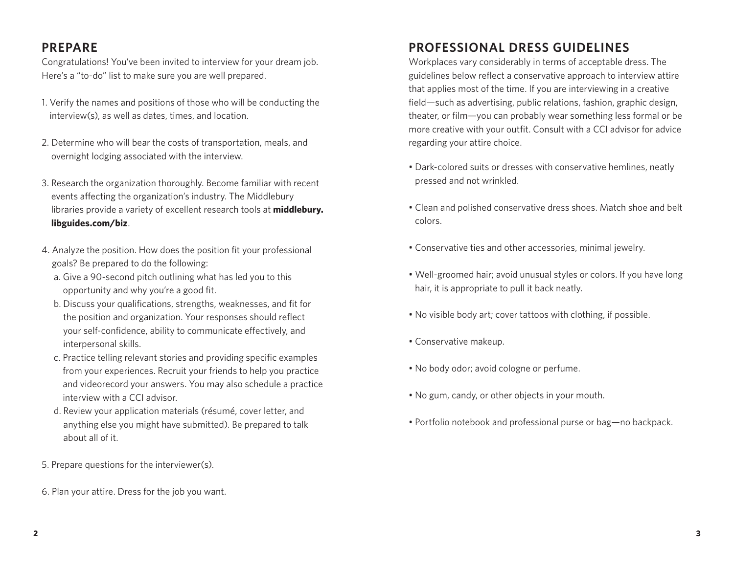## PREPARE

Congratulations! You've been invited to interview for your dream job. Here's a "to-do" list to make sure you are well prepared.

1. Verify the names and positions of those who will be conducting the interview(s), as well as dates, times, and location.
2. Determine who will bear the costs of transportation, meals, and overnight lodging associated with the interview.
3. Research the organization thoroughly. Become familiar with recent events affecting the organization's industry. The Middlebury libraries provide a variety of excellent research tools at **middlebury.libguides.com/biz**.
4. Analyze the position. How does the position fit your professional goals? Be prepared to do the following:
   a. Give a 90-second pitch outlining what has led you to this opportunity and why you're a good fit.
   b. Discuss your qualifications, strengths, weaknesses, and fit for the position and organization. Your responses should reflect your self-confidence, ability to communicate effectively, and interpersonal skills.
   c. Practice telling relevant stories and providing specific examples from your experiences. Recruit your friends to help you practice and videorecord your answers. You may also schedule a practice interview with a CCI advisor.
   d. Review your application materials (résumé, cover letter, and anything else you might have submitted). Be prepared to talk about all of it.
5. Prepare questions for the interviewer(s).
6. Plan your attire. Dress for the job you want.

## PROFESSIONAL DRESS GUIDELINES

Workplaces vary considerably in terms of acceptable dress. The guidelines below reflect a conservative approach to interview attire that applies most of the time. If you are interviewing in a creative field—such as advertising, public relations, fashion, graphic design, theater, or film—you can probably wear something less formal or be more creative with your outfit. Consult with a CCI advisor for advice regarding your attire choice.

- Dark-colored suits or dresses with conservative hemlines, neatly pressed and not wrinkled.
- Clean and polished conservative dress shoes. Match shoe and belt colors.
- Conservative ties and other accessories, minimal jewelry.
- Well-groomed hair; avoid unusual styles or colors. If you have long hair, it is appropriate to pull it back neatly.
- No visible body art; cover tattoos with clothing, if possible.
- Conservative makeup.
- No body odor; avoid cologne or perfume.
- No gum, candy, or other objects in your mouth.
- Portfolio notebook and professional purse or bag—no backpack.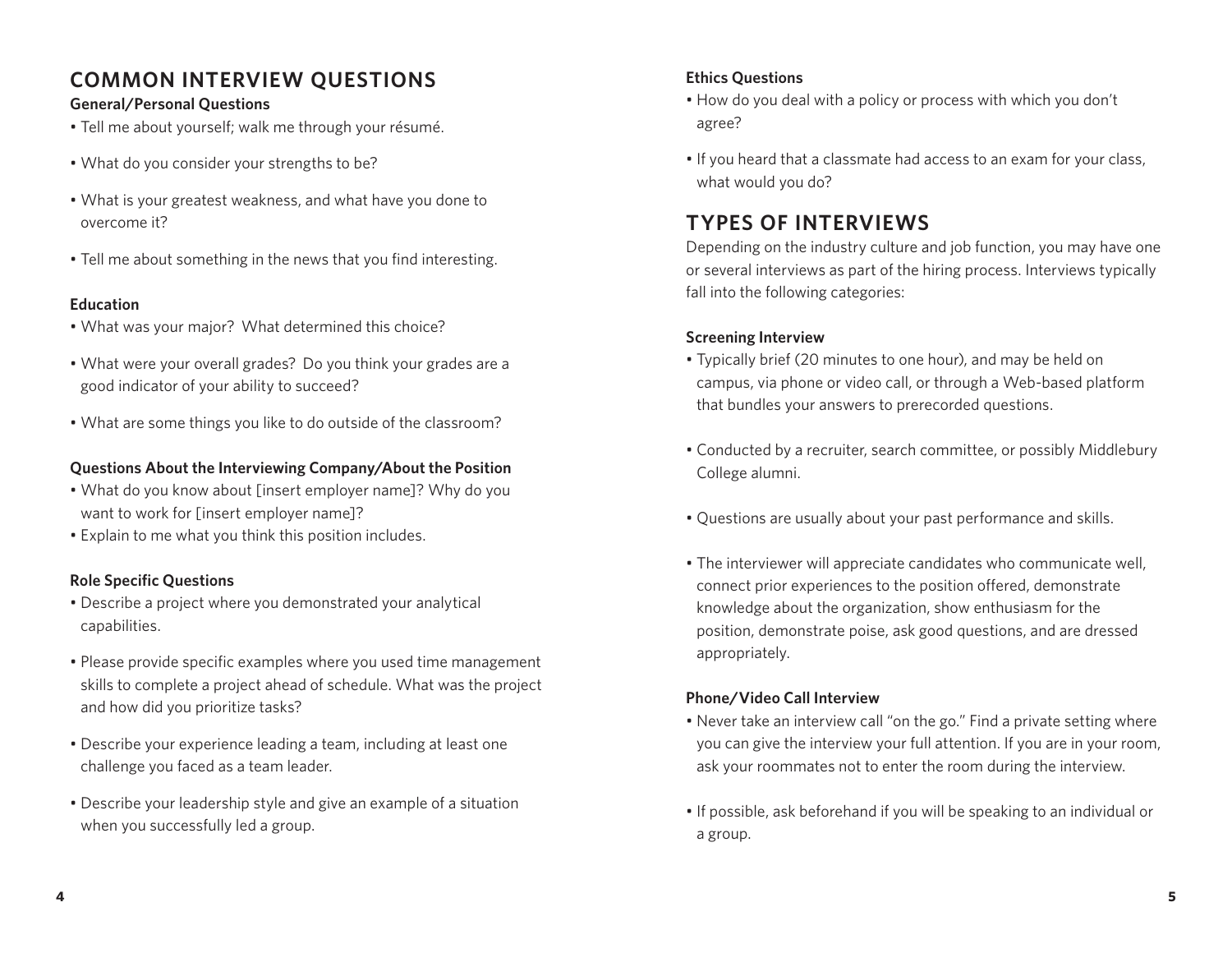## COMMON INTERVIEW QUESTIONS

**General/Personal Questions**

- Tell me about yourself; walk me through your résumé.
- What do you consider your strengths to be?
- What is your greatest weakness, and what have you done to overcome it?
- Tell me about something in the news that you find interesting.

**Education**

- What was your major? What determined this choice?
- What were your overall grades? Do you think your grades are a good indicator of your ability to succeed?
- What are some things you like to do outside of the classroom?

**Questions About the Interviewing Company/About the Position**

- What do you know about [insert employer name]? Why do you want to work for [insert employer name]?
- Explain to me what you think this position includes.

**Role Specific Questions**

- Describe a project where you demonstrated your analytical capabilities.
- Please provide specific examples where you used time management skills to complete a project ahead of schedule. What was the project and how did you prioritize tasks?
- Describe your experience leading a team, including at least one challenge you faced as a team leader.
- Describe your leadership style and give an example of a situation when you successfully led a group.

**Ethics Questions**

- How do you deal with a policy or process with which you don't agree?
- If you heard that a classmate had access to an exam for your class, what would you do?

## TYPES OF INTERVIEWS

Depending on the industry culture and job function, you may have one or several interviews as part of the hiring process. Interviews typically fall into the following categories:

**Screening Interview**

- Typically brief (20 minutes to one hour), and may be held on campus, via phone or video call, or through a Web-based platform that bundles your answers to prerecorded questions.
- Conducted by a recruiter, search committee, or possibly Middlebury College alumni.
- Questions are usually about your past performance and skills.
- The interviewer will appreciate candidates who communicate well, connect prior experiences to the position offered, demonstrate knowledge about the organization, show enthusiasm for the position, demonstrate poise, ask good questions, and are dressed appropriately.

**Phone/Video Call Interview**

- Never take an interview call "on the go." Find a private setting where you can give the interview your full attention. If you are in your room, ask your roommates not to enter the room during the interview.
- If possible, ask beforehand if you will be speaking to an individual or a group.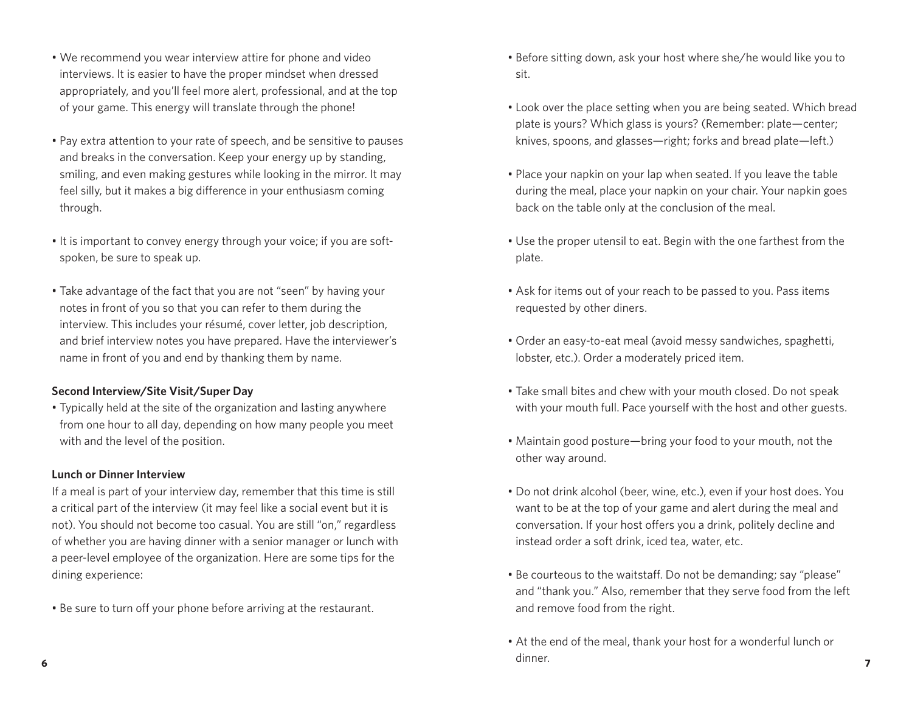- We recommend you wear interview attire for phone and video interviews. It is easier to have the proper mindset when dressed appropriately, and you'll feel more alert, professional, and at the top of your game. This energy will translate through the phone!

- Pay extra attention to your rate of speech, and be sensitive to pauses and breaks in the conversation. Keep your energy up by standing, smiling, and even making gestures while looking in the mirror. It may feel silly, but it makes a big difference in your enthusiasm coming through.

- It is important to convey energy through your voice; if you are soft-spoken, be sure to speak up.

- Take advantage of the fact that you are not "seen" by having your notes in front of you so that you can refer to them during the interview. This includes your résumé, cover letter, job description, and brief interview notes you have prepared. Have the interviewer's name in front of you and end by thanking them by name.

**Second Interview/Site Visit/Super Day**

- Typically held at the site of the organization and lasting anywhere from one hour to all day, depending on how many people you meet with and the level of the position.

**Lunch or Dinner Interview**

If a meal is part of your interview day, remember that this time is still a critical part of the interview (it may feel like a social event but it is not). You should not become too casual. You are still "on," regardless of whether you are having dinner with a senior manager or lunch with a peer-level employee of the organization. Here are some tips for the dining experience:

- Be sure to turn off your phone before arriving at the restaurant.

- Before sitting down, ask your host where she/he would like you to sit.

- Look over the place setting when you are being seated. Which bread plate is yours? Which glass is yours? (Remember: plate—center; knives, spoons, and glasses—right; forks and bread plate—left.)

- Place your napkin on your lap when seated. If you leave the table during the meal, place your napkin on your chair. Your napkin goes back on the table only at the conclusion of the meal.

- Use the proper utensil to eat. Begin with the one farthest from the plate.

- Ask for items out of your reach to be passed to you. Pass items requested by other diners.

- Order an easy-to-eat meal (avoid messy sandwiches, spaghetti, lobster, etc.). Order a moderately priced item.

- Take small bites and chew with your mouth closed. Do not speak with your mouth full. Pace yourself with the host and other guests.

- Maintain good posture—bring your food to your mouth, not the other way around.

- Do not drink alcohol (beer, wine, etc.), even if your host does. You want to be at the top of your game and alert during the meal and conversation. If your host offers you a drink, politely decline and instead order a soft drink, iced tea, water, etc.

- Be courteous to the waitstaff. Do not be demanding; say "please" and "thank you." Also, remember that they serve food from the left and remove food from the right.

- At the end of the meal, thank your host for a wonderful lunch or dinner.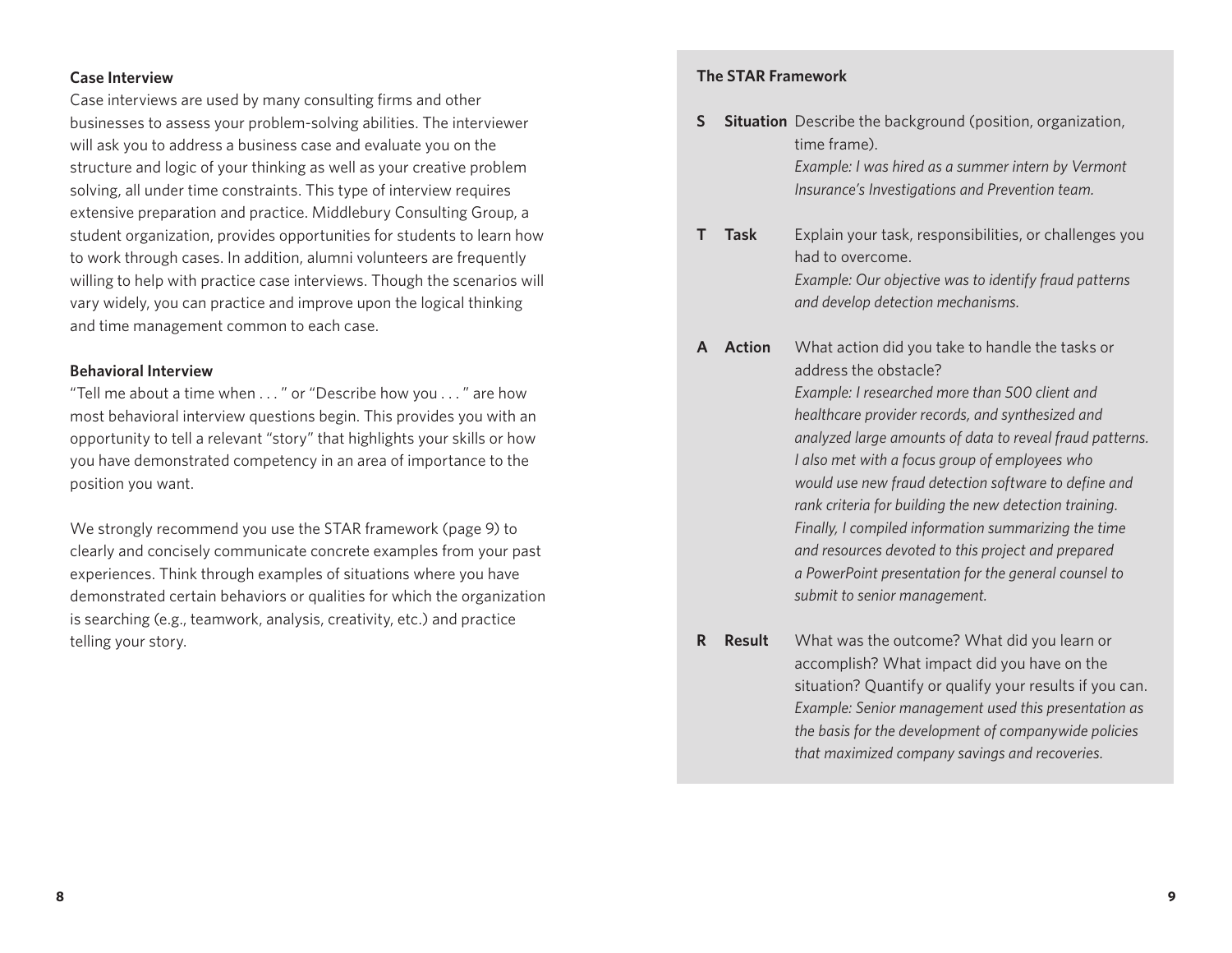### Case Interview

Case interviews are used by many consulting firms and other businesses to assess your problem-solving abilities. The interviewer will ask you to address a business case and evaluate you on the structure and logic of your thinking as well as your creative problem solving, all under time constraints. This type of interview requires extensive preparation and practice. Middlebury Consulting Group, a student organization, provides opportunities for students to learn how to work through cases. In addition, alumni volunteers are frequently willing to help with practice case interviews. Though the scenarios will vary widely, you can practice and improve upon the logical thinking and time management common to each case.

### Behavioral Interview

"Tell me about a time when . . . " or "Describe how you . . . " are how most behavioral interview questions begin. This provides you with an opportunity to tell a relevant "story" that highlights your skills or how you have demonstrated competency in an area of importance to the position you want.

We strongly recommend you use the STAR framework (page 9) to clearly and concisely communicate concrete examples from your past experiences. Think through examples of situations where you have demonstrated certain behaviors or qualities for which the organization is searching (e.g., teamwork, analysis, creativity, etc.) and practice telling your story.

### The STAR Framework

**S Situation** Describe the background (position, organization, time frame).
*Example: I was hired as a summer intern by Vermont Insurance's Investigations and Prevention team.*

**T Task** Explain your task, responsibilities, or challenges you had to overcome.
*Example: Our objective was to identify fraud patterns and develop detection mechanisms.*

**A Action** What action did you take to handle the tasks or address the obstacle?
*Example: I researched more than 500 client and healthcare provider records, and synthesized and analyzed large amounts of data to reveal fraud patterns. I also met with a focus group of employees who would use new fraud detection software to define and rank criteria for building the new detection training. Finally, I compiled information summarizing the time and resources devoted to this project and prepared a PowerPoint presentation for the general counsel to submit to senior management.*

**R Result** What was the outcome? What did you learn or accomplish? What impact did you have on the situation? Quantify or qualify your results if you can.
*Example: Senior management used this presentation as the basis for the development of companywide policies that maximized company savings and recoveries.*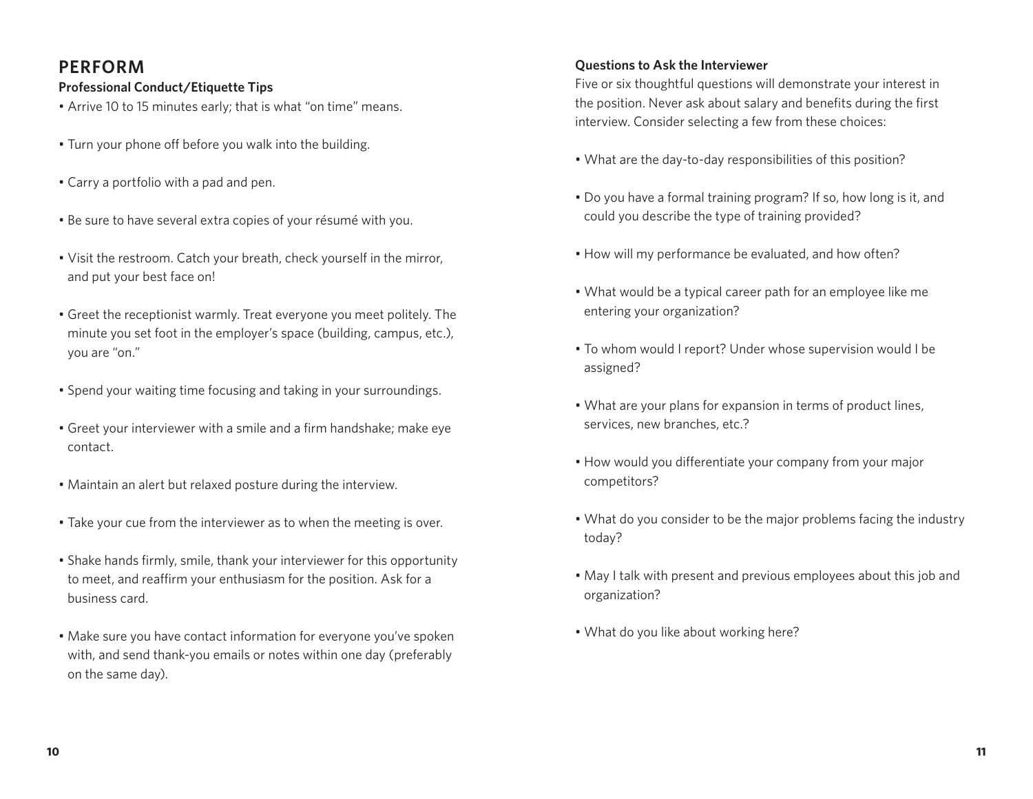## PERFORM

### Professional Conduct/Etiquette Tips

- Arrive 10 to 15 minutes early; that is what "on time" means.
- Turn your phone off before you walk into the building.
- Carry a portfolio with a pad and pen.
- Be sure to have several extra copies of your résumé with you.
- Visit the restroom. Catch your breath, check yourself in the mirror, and put your best face on!
- Greet the receptionist warmly. Treat everyone you meet politely. The minute you set foot in the employer's space (building, campus, etc.), you are "on."
- Spend your waiting time focusing and taking in your surroundings.
- Greet your interviewer with a smile and a firm handshake; make eye contact.
- Maintain an alert but relaxed posture during the interview.
- Take your cue from the interviewer as to when the meeting is over.
- Shake hands firmly, smile, thank your interviewer for this opportunity to meet, and reaffirm your enthusiasm for the position. Ask for a business card.
- Make sure you have contact information for everyone you've spoken with, and send thank-you emails or notes within one day (preferably on the same day).

### Questions to Ask the Interviewer

Five or six thoughtful questions will demonstrate your interest in the position. Never ask about salary and benefits during the first interview. Consider selecting a few from these choices:

- What are the day-to-day responsibilities of this position?
- Do you have a formal training program? If so, how long is it, and could you describe the type of training provided?
- How will my performance be evaluated, and how often?
- What would be a typical career path for an employee like me entering your organization?
- To whom would I report? Under whose supervision would I be assigned?
- What are your plans for expansion in terms of product lines, services, new branches, etc.?
- How would you differentiate your company from your major competitors?
- What do you consider to be the major problems facing the industry today?
- May I talk with present and previous employees about this job and organization?
- What do you like about working here?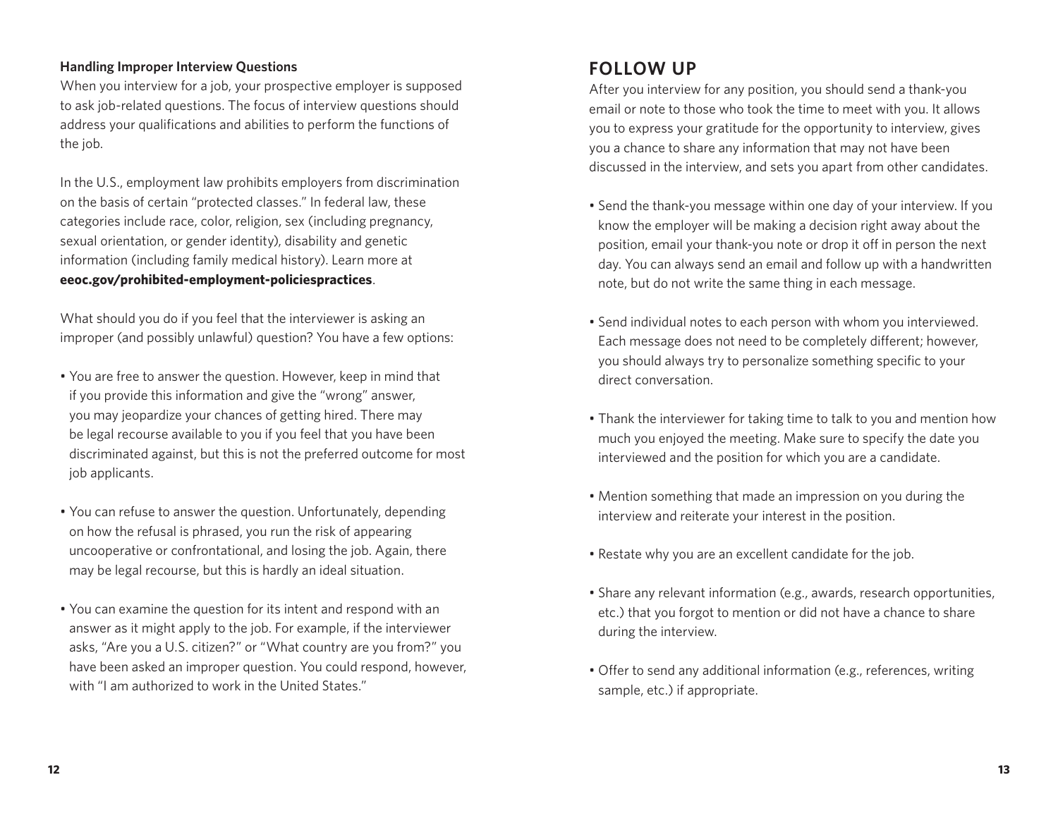### Handling Improper Interview Questions

When you interview for a job, your prospective employer is supposed to ask job-related questions. The focus of interview questions should address your qualifications and abilities to perform the functions of the job.

In the U.S., employment law prohibits employers from discrimination on the basis of certain "protected classes." In federal law, these categories include race, color, religion, sex (including pregnancy, sexual orientation, or gender identity), disability and genetic information (including family medical history). Learn more at **eeoc.gov/prohibited-employment-policiespractices**.

What should you do if you feel that the interviewer is asking an improper (and possibly unlawful) question? You have a few options:

- You are free to answer the question. However, keep in mind that if you provide this information and give the "wrong" answer, you may jeopardize your chances of getting hired. There may be legal recourse available to you if you feel that you have been discriminated against, but this is not the preferred outcome for most job applicants.
- You can refuse to answer the question. Unfortunately, depending on how the refusal is phrased, you run the risk of appearing uncooperative or confrontational, and losing the job. Again, there may be legal recourse, but this is hardly an ideal situation.
- You can examine the question for its intent and respond with an answer as it might apply to the job. For example, if the interviewer asks, "Are you a U.S. citizen?" or "What country are you from?" you have been asked an improper question. You could respond, however, with "I am authorized to work in the United States."

## FOLLOW UP

After you interview for any position, you should send a thank-you email or note to those who took the time to meet with you. It allows you to express your gratitude for the opportunity to interview, gives you a chance to share any information that may not have been discussed in the interview, and sets you apart from other candidates.

- Send the thank-you message within one day of your interview. If you know the employer will be making a decision right away about the position, email your thank-you note or drop it off in person the next day. You can always send an email and follow up with a handwritten note, but do not write the same thing in each message.
- Send individual notes to each person with whom you interviewed. Each message does not need to be completely different; however, you should always try to personalize something specific to your direct conversation.
- Thank the interviewer for taking time to talk to you and mention how much you enjoyed the meeting. Make sure to specify the date you interviewed and the position for which you are a candidate.
- Mention something that made an impression on you during the interview and reiterate your interest in the position.
- Restate why you are an excellent candidate for the job.
- Share any relevant information (e.g., awards, research opportunities, etc.) that you forgot to mention or did not have a chance to share during the interview.
- Offer to send any additional information (e.g., references, writing sample, etc.) if appropriate.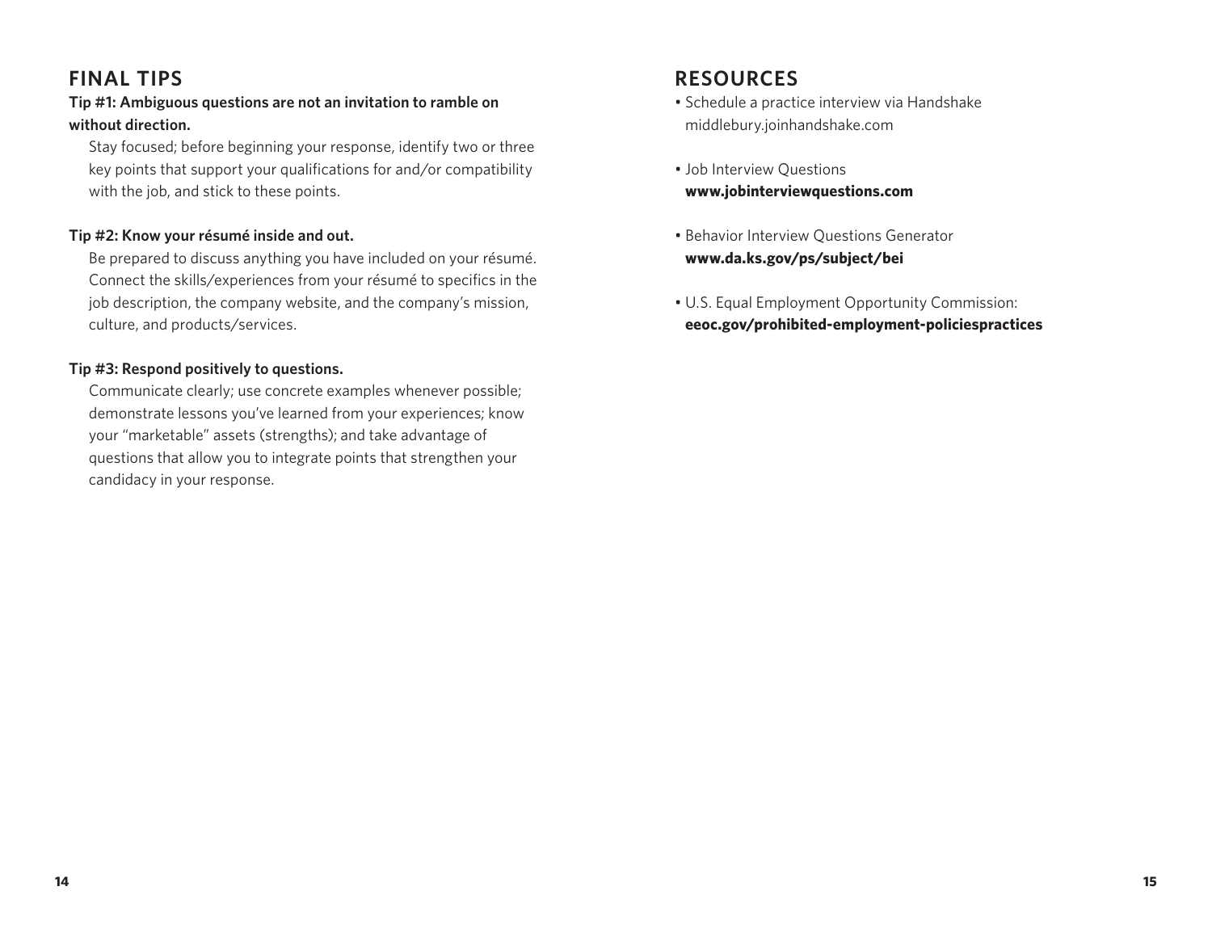## FINAL TIPS

**Tip #1: Ambiguous questions are not an invitation to ramble on without direction.**

Stay focused; before beginning your response, identify two or three key points that support your qualifications for and/or compatibility with the job, and stick to these points.

**Tip #2: Know your résumé inside and out.**

Be prepared to discuss anything you have included on your résumé. Connect the skills/experiences from your résumé to specifics in the job description, the company website, and the company's mission, culture, and products/services.

**Tip #3: Respond positively to questions.**

Communicate clearly; use concrete examples whenever possible; demonstrate lessons you've learned from your experiences; know your "marketable" assets (strengths); and take advantage of questions that allow you to integrate points that strengthen your candidacy in your response.

## RESOURCES

- Schedule a practice interview via Handshake middlebury.joinhandshake.com
- Job Interview Questions **www.jobinterviewquestions.com**
- Behavior Interview Questions Generator **www.da.ks.gov/ps/subject/bei**
- U.S. Equal Employment Opportunity Commission: **eeoc.gov/prohibited-employment-policiespractices**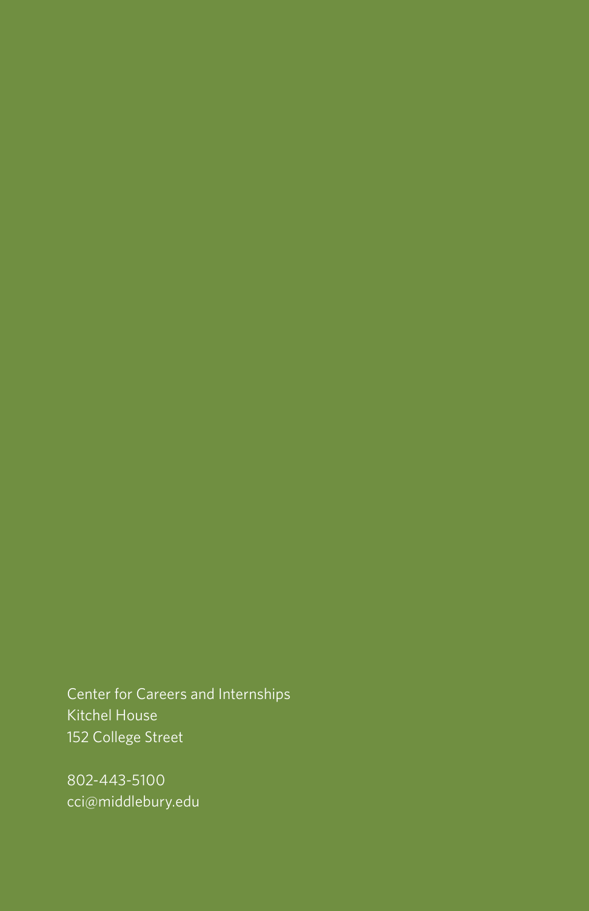Center for Careers and Internships
Kitchel House
152 College Street

802-443-5100
cci@middlebury.edu